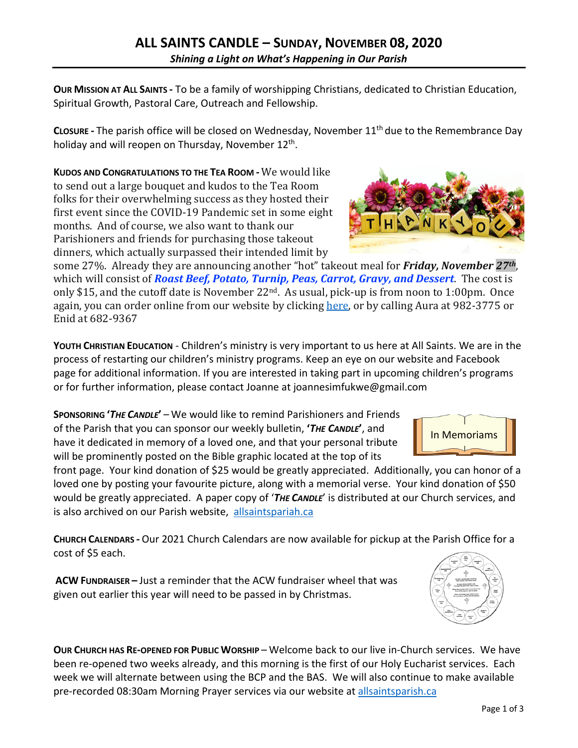# ALL SAINTS CANDLE – SUNDAY, NOVEMBER 08, 2020

***Shining a Light on What's Happening in Our Parish***

**OUR MISSION AT ALL SAINTS -** To be a family of worshipping Christians, dedicated to Christian Education, Spiritual Growth, Pastoral Care, Outreach and Fellowship.

**CLOSURE -** The parish office will be closed on Wednesday, November 11th due to the Remembrance Day holiday and will reopen on Thursday, November 12th.

**KUDOS AND CONGRATULATIONS TO THE TEA ROOM -** We would like to send out a large bouquet and kudos to the Tea Room folks for their overwhelming success as they hosted their first event since the COVID-19 Pandemic set in some eight months. And of course, we also want to thank our Parishioners and friends for purchasing those takeout dinners, which actually surpassed their intended limit by some 27%. Already they are announcing another "hot" takeout meal for ***Friday, November 27th***, which will consist of ***Roast Beef, Potato, Turnip, Peas, Carrot, Gravy, and Dessert***. The cost is only $15, and the cutoff date is November 22nd. As usual, pick-up is from noon to 1:00pm. Once again, you can order online from our website by clicking here, or by calling Aura at 982-3775 or Enid at 682-9367

**YOUTH CHRISTIAN EDUCATION** - Children's ministry is very important to us here at All Saints. We are in the process of restarting our children's ministry programs. Keep an eye on our website and Facebook page for additional information. If you are interested in taking part in upcoming children's programs or for further information, please contact Joanne at joannesimfukwe@gmail.com

**SPONSORING '*THE CANDLE*'** – We would like to remind Parishioners and Friends of the Parish that you can sponsor our weekly bulletin, **'*THE CANDLE*'**, and have it dedicated in memory of a loved one, and that your personal tribute will be prominently posted on the Bible graphic located at the top of its front page. Your kind donation of $25 would be greatly appreciated. Additionally, you can honor of a loved one by posting your favourite picture, along with a memorial verse. Your kind donation of $50 would be greatly appreciated. A paper copy of '***THE CANDLE***' is distributed at our Church services, and is also archived on our Parish website, allsaintspariah.ca

**CHURCH CALENDARS -** Our 2021 Church Calendars are now available for pickup at the Parish Office for a cost of $5 each.

**ACW FUNDRAISER –** Just a reminder that the ACW fundraiser wheel that was given out earlier this year will need to be passed in by Christmas.

**OUR CHURCH HAS RE-OPENED FOR PUBLIC WORSHIP** – Welcome back to our live in-Church services. We have been re-opened two weeks already, and this morning is the first of our Holy Eucharist services. Each week we will alternate between using the BCP and the BAS. We will also continue to make available pre-recorded 08:30am Morning Prayer services via our website at allsaintsparish.ca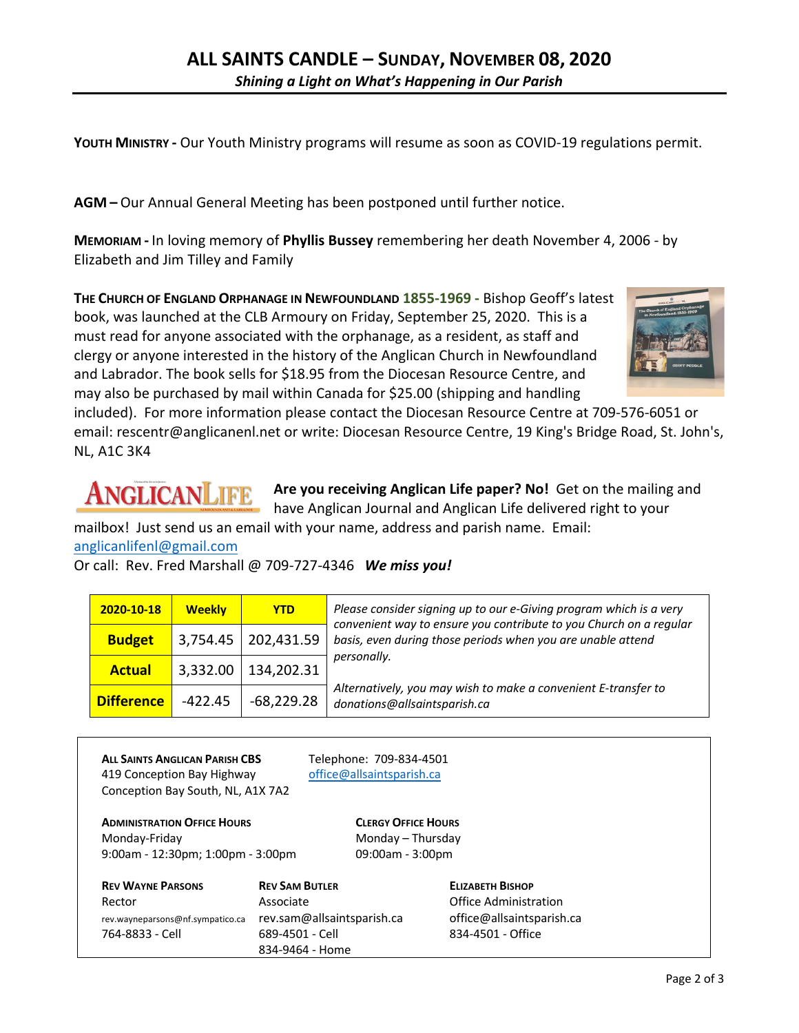# ALL SAINTS CANDLE – SUNDAY, NOVEMBER 08, 2020

*Shining a Light on What's Happening in Our Parish*

**YOUTH MINISTRY -** Our Youth Ministry programs will resume as soon as COVID-19 regulations permit.

**AGM –** Our Annual General Meeting has been postponed until further notice.

**MEMORIAM -** In loving memory of **Phyllis Bussey** remembering her death November 4, 2006 - by Elizabeth and Jim Tilley and Family

**THE CHURCH OF ENGLAND ORPHANAGE IN NEWFOUNDLAND 1855-1969 -** Bishop Geoff's latest book, was launched at the CLB Armoury on Friday, September 25, 2020. This is a must read for anyone associated with the orphanage, as a resident, as staff and clergy or anyone interested in the history of the Anglican Church in Newfoundland and Labrador. The book sells for $18.95 from the Diocesan Resource Centre, and may also be purchased by mail within Canada for $25.00 (shipping and handling included). For more information please contact the Diocesan Resource Centre at 709-576-6051 or email: rescentr@anglicanenl.net or write: Diocesan Resource Centre, 19 King's Bridge Road, St. John's, NL, A1C 3K4

**Are you receiving Anglican Life paper? No!** Get on the mailing and have Anglican Journal and Anglican Life delivered right to your mailbox! Just send us an email with your name, address and parish name. Email: anglicanlifenl@gmail.com

Or call: Rev. Fred Marshall @ 709-727-4346 ***We miss you!***

| 2020-10-18 | Weekly | YTD |
|---|---|---|
| **Budget** | 3,754.45 | 202,431.59 |
| **Actual** | 3,332.00 | 134,202.31 |
| **Difference** | -422.45 | -68,229.28 |

*Please consider signing up to our e-Giving program which is a very convenient way to ensure you contribute to you Church on a regular basis, even during those periods when you are unable attend personally.*

*Alternatively, you may wish to make a convenient E-transfer to donations@allsaintsparish.ca*

**ALL SAINTS ANGLICAN PARISH CBS**
419 Conception Bay Highway
Conception Bay South, NL, A1X 7A2

Telephone: 709-834-4501
office@allsaintsparish.ca

**ADMINISTRATION OFFICE HOURS**
Monday-Friday
9:00am - 12:30pm; 1:00pm - 3:00pm

**CLERGY OFFICE HOURS**
Monday – Thursday
09:00am - 3:00pm

**REV WAYNE PARSONS**
Rector
rev.wayneparsons@nf.sympatico.ca
764-8833 - Cell

**REV SAM BUTLER**
Associate
rev.sam@allsaintsparish.ca
689-4501 - Cell
834-9464 - Home

**ELIZABETH BISHOP**
Office Administration
office@allsaintsparish.ca
834-4501 - Office